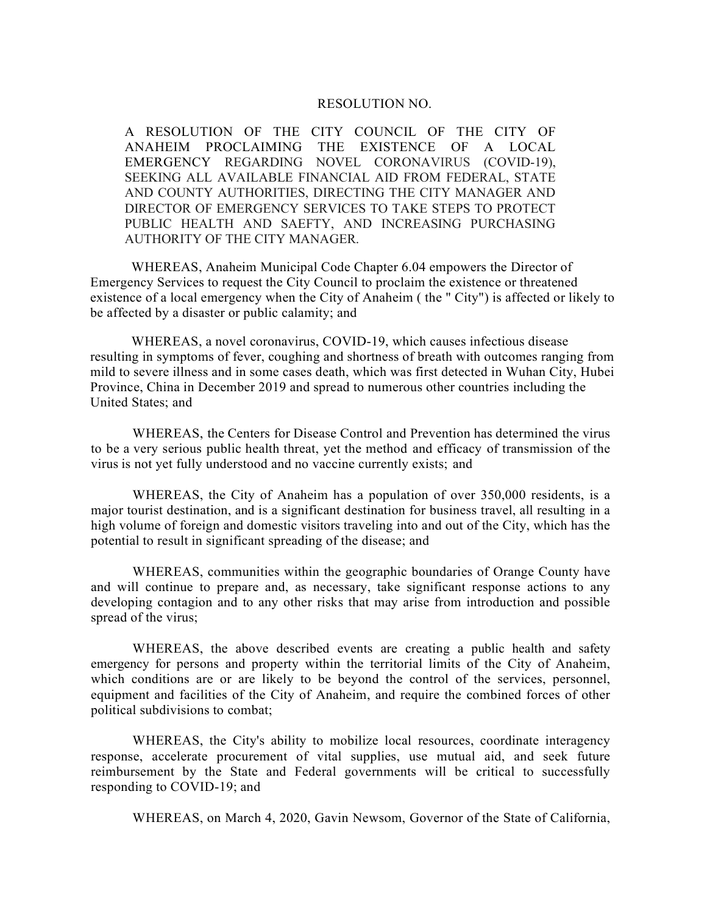# RESOLUTION NO.

**A RESOLUTION OF THE CITY COUNCIL OF THE CITY OF ANAHEIM PROCLAIMING THE EXISTENCE OF A LOCAL EMERGENCY REGARDING NOVEL CORONAVIRUS (COVID-19), SEEKING ALL AVAILABLE FINANCIAL AID FROM FEDERAL, STATE AND COUNTY AUTHORITIES, DIRECTING THE CITY MANAGER AND DIRECTOR OF EMERGENCY SERVICES TO TAKE STEPS TO PROTECT PUBLIC HEALTH AND SAEFTY, AND INCREASING PURCHASING AUTHORITY OF THE CITY MANAGER.**

WHEREAS, Anaheim Municipal Code Chapter 6.04 empowers the Director of Emergency Services to request the City Council to proclaim the existence or threatened existence of a local emergency when the City of Anaheim ( the " City") is affected or likely to be affected by a disaster or public calamity; and

WHEREAS, a novel coronavirus, COVID-19, which causes infectious disease resulting in symptoms of fever, coughing and shortness of breath with outcomes ranging from mild to severe illness and in some cases death, which was first detected in Wuhan City, Hubei Province, China in December 2019 and spread to numerous other countries including the United States; and

WHEREAS, the Centers for Disease Control and Prevention has determined the virus to be a very serious public health threat, yet the method and efficacy of transmission of the virus is not yet fully understood and no vaccine currently exists; and

WHEREAS, the City of Anaheim has a population of over 350,000 residents, is a major tourist destination, and is a significant destination for business travel, all resulting in a high volume of foreign and domestic visitors traveling into and out of the City, which has the potential to result in significant spreading of the disease; and

WHEREAS, communities within the geographic boundaries of Orange County have and will continue to prepare and, as necessary, take significant response actions to any developing contagion and to any other risks that may arise from introduction and possible spread of the virus;

WHEREAS, the above described events are creating a public health and safety emergency for persons and property within the territorial limits of the City of Anaheim, which conditions are or are likely to be beyond the control of the services, personnel, equipment and facilities of the City of Anaheim, and require the combined forces of other political subdivisions to combat;

WHEREAS, the City's ability to mobilize local resources, coordinate interagency response, accelerate procurement of vital supplies, use mutual aid, and seek future reimbursement by the State and Federal governments will be critical to successfully responding to COVID-19; and

WHEREAS, on March 4, 2020, Gavin Newsom, Governor of the State of California,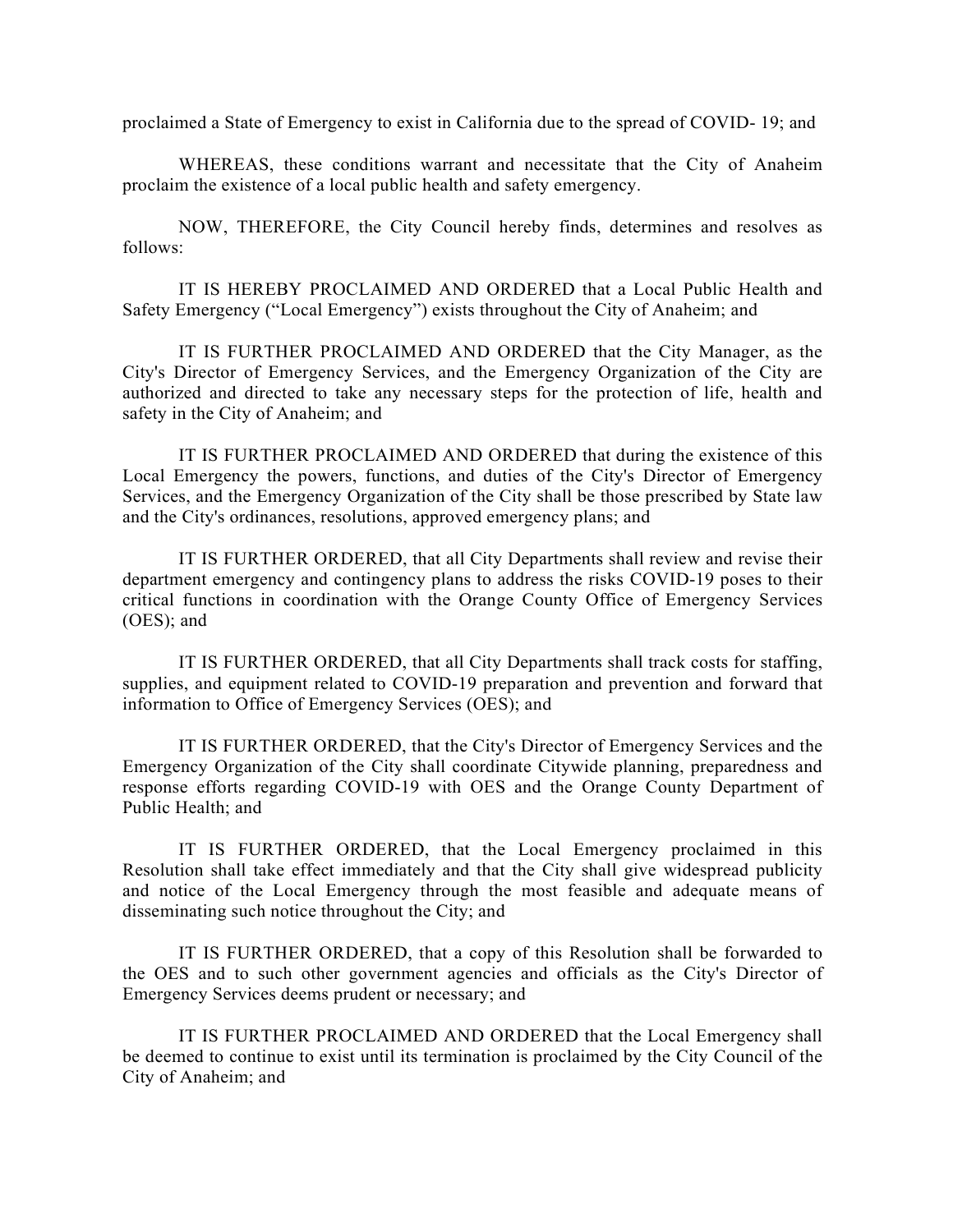proclaimed a State of Emergency to exist in California due to the spread of COVID- 19; and

WHEREAS, these conditions warrant and necessitate that the City of Anaheim proclaim the existence of a local public health and safety emergency.

NOW, THEREFORE, the City Council hereby finds, determines and resolves as follows:

IT IS HEREBY PROCLAIMED AND ORDERED that a Local Public Health and Safety Emergency ("Local Emergency") exists throughout the City of Anaheim; and

IT IS FURTHER PROCLAIMED AND ORDERED that the City Manager, as the City's Director of Emergency Services, and the Emergency Organization of the City are authorized and directed to take any necessary steps for the protection of life, health and safety in the City of Anaheim; and

IT IS FURTHER PROCLAIMED AND ORDERED that during the existence of this Local Emergency the powers, functions, and duties of the City's Director of Emergency Services, and the Emergency Organization of the City shall be those prescribed by State law and the City's ordinances, resolutions, approved emergency plans; and

IT IS FURTHER ORDERED, that all City Departments shall review and revise their department emergency and contingency plans to address the risks COVID-19 poses to their critical functions in coordination with the Orange County Office of Emergency Services (OES); and

IT IS FURTHER ORDERED, that all City Departments shall track costs for staffing, supplies, and equipment related to COVID-19 preparation and prevention and forward that information to Office of Emergency Services (OES); and

IT IS FURTHER ORDERED, that the City's Director of Emergency Services and the Emergency Organization of the City shall coordinate Citywide planning, preparedness and response efforts regarding COVID-19 with OES and the Orange County Department of Public Health; and

IT IS FURTHER ORDERED, that the Local Emergency proclaimed in this Resolution shall take effect immediately and that the City shall give widespread publicity and notice of the Local Emergency through the most feasible and adequate means of disseminating such notice throughout the City; and

IT IS FURTHER ORDERED, that a copy of this Resolution shall be forwarded to the OES and to such other government agencies and officials as the City's Director of Emergency Services deems prudent or necessary; and

IT IS FURTHER PROCLAIMED AND ORDERED that the Local Emergency shall be deemed to continue to exist until its termination is proclaimed by the City Council of the City of Anaheim; and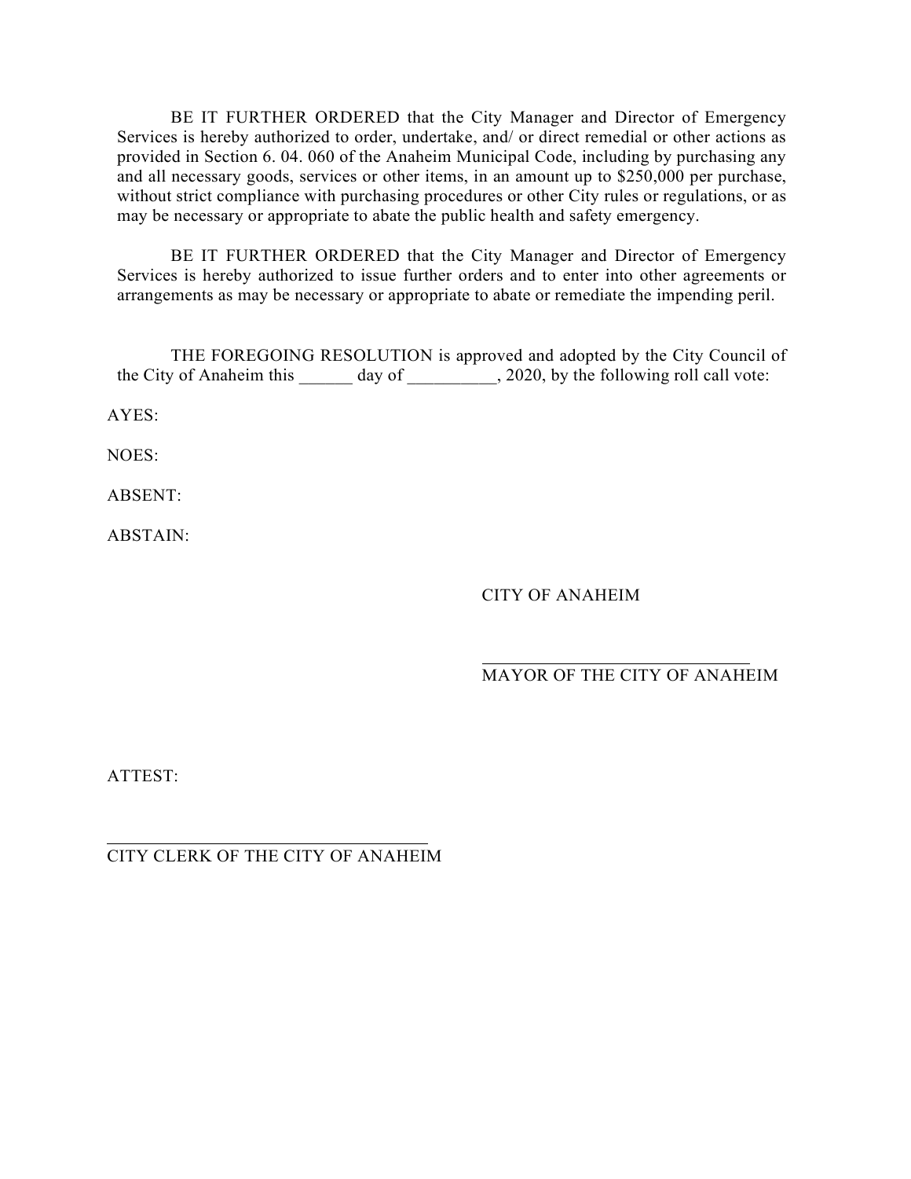BE IT FURTHER ORDERED that the City Manager and Director of Emergency Services is hereby authorized to order, undertake, and/ or direct remedial or other actions as provided in Section 6. 04. 060 of the Anaheim Municipal Code, including by purchasing any and all necessary goods, services or other items, in an amount up to $250,000 per purchase, without strict compliance with purchasing procedures or other City rules or regulations, or as may be necessary or appropriate to abate the public health and safety emergency.

BE IT FURTHER ORDERED that the City Manager and Director of Emergency Services is hereby authorized to issue further orders and to enter into other agreements or arrangements as may be necessary or appropriate to abate or remediate the impending peril.

THE FOREGOING RESOLUTION is approved and adopted by the City Council of the City of Anaheim this ______ day of __________, 2020, by the following roll call vote:

AYES:

NOES:

ABSENT:

ABSTAIN:

CITY OF ANAHEIM

______________________________
MAYOR OF THE CITY OF ANAHEIM

ATTEST:

____________________________________
CITY CLERK OF THE CITY OF ANAHEIM